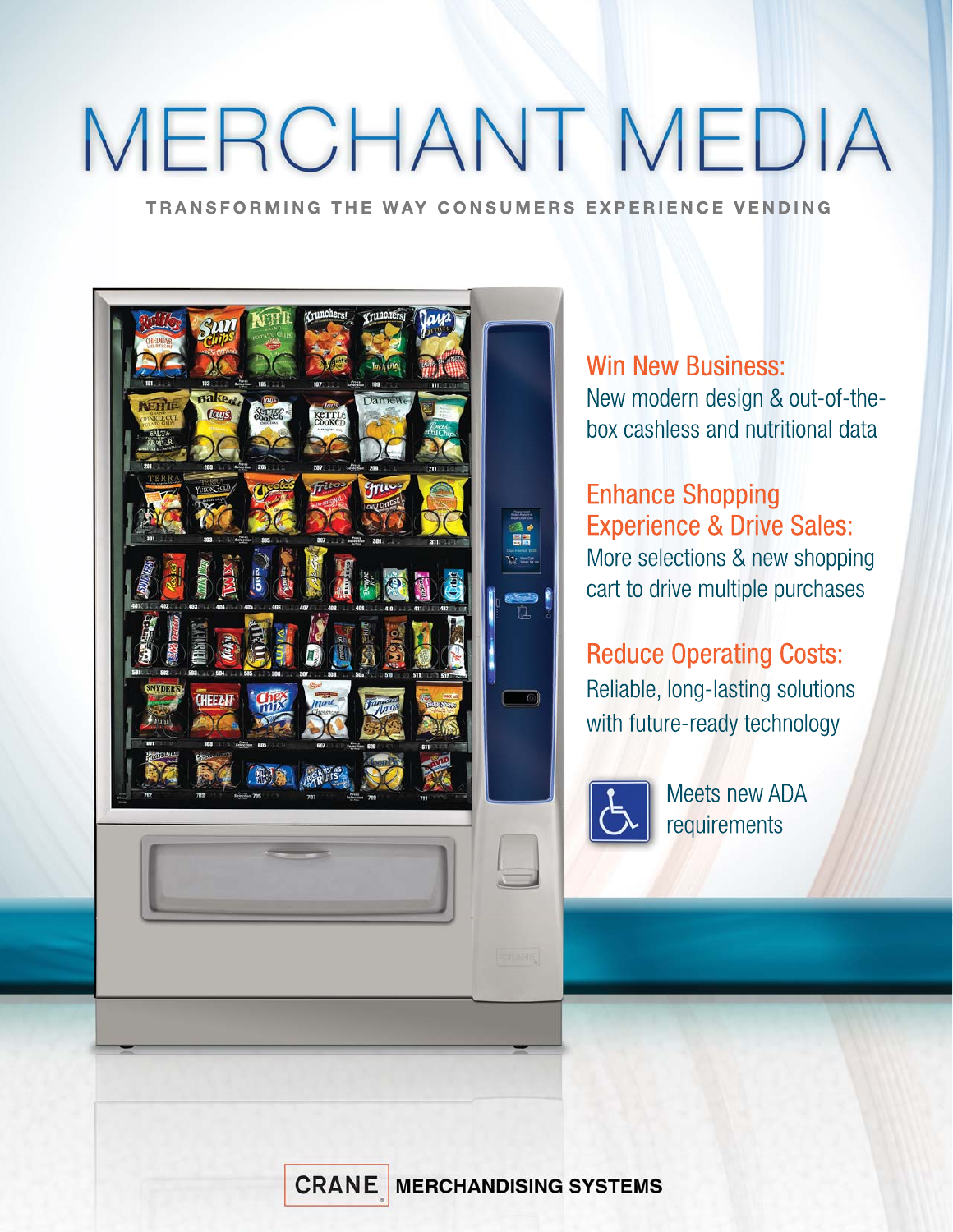# MERCHANT MEDIA

TRANSFORMING THE WAY CONSUMERS EXPERIENCE VENDING

**Win New Business:**
New modern design & out-of-the-box cashless and nutritional data

**Enhance Shopping Experience & Drive Sales:**
More selections & new shopping cart to drive multiple purchases

**Reduce Operating Costs:**
Reliable, long-lasting solutions with future-ready technology

Meets new ADA requirements

CRANE MERCHANDISING SYSTEMS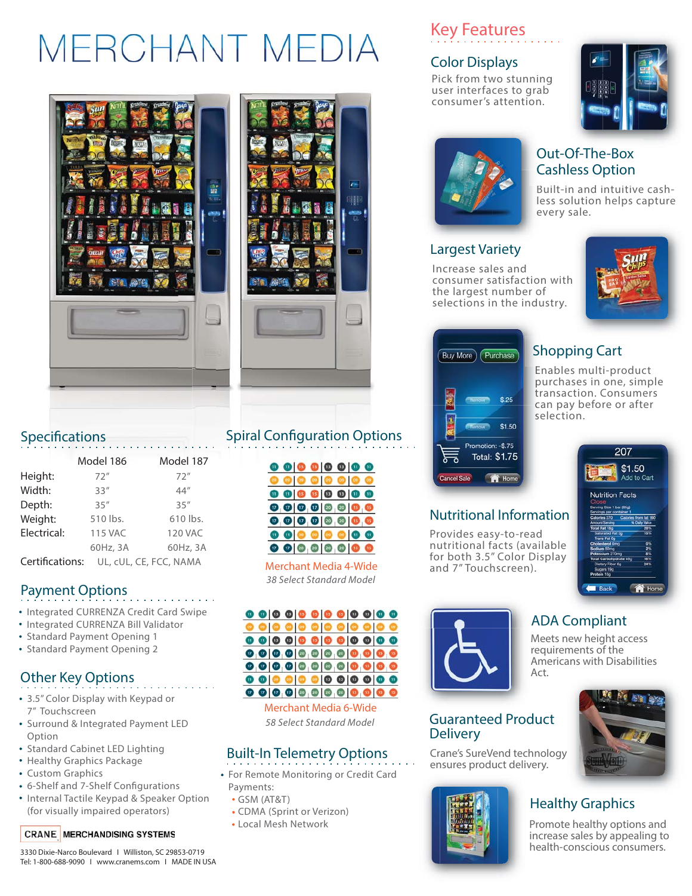# MERCHANT MEDIA

## Specifications

| | Model 186 | Model 187 |
|---|---|---|
| Height: | 72″ | 72″ |
| Width: | 33″ | 44″ |
| Depth: | 35″ | 35″ |
| Weight: | 510 lbs. | 610 lbs. |
| Electrical: | 115 VAC | 120 VAC |
| | 60Hz, 3A | 60Hz, 3A |
| Certifications: | UL, cUL, CE, FCC, NAMA | |

## Payment Options

- Integrated CURRENZA Credit Card Swipe
- Integrated CURRENZA Bill Validator
- Standard Payment Opening 1
- Standard Payment Opening 2

## Other Key Options

- 3.5″ Color Display with Keypad or 7″ Touchscreen
- Surround & Integrated Payment LED Option
- Standard Cabinet LED Lighting
- Healthy Graphics Package
- Custom Graphics
- 6-Shelf and 7-Shelf Configurations
- Internal Tactile Keypad & Speaker Option (for visually impaired operators)

## Spiral Configuration Options

Merchant Media 4-Wide

*38 Select Standard Model*

Merchant Media 6-Wide

*58 Select Standard Model*

## Built-In Telemetry Options

- For Remote Monitoring or Credit Card Payments:
  - GSM (AT&T)
  - CDMA (Sprint or Verizon)
  - Local Mesh Network

## Key Features

### Color Displays

Pick from two stunning user interfaces to grab consumer's attention.

### Out-Of-The-Box Cashless Option

Built-in and intuitive cash-less solution helps capture every sale.

### Largest Variety

Increase sales and consumer satisfaction with the largest number of selections in the industry.

### Shopping Cart

Enables multi-product purchases in one, simple transaction. Consumers can pay before or after selection.

### Nutritional Information

Provides easy-to-read nutritional facts (available for both 3.5″ Color Display and 7″ Touchscreen).

### ADA Compliant

Meets new height access requirements of the Americans with Disabilities Act.

### Guaranteed Product Delivery

Crane's SureVend technology ensures product delivery.

### Healthy Graphics

Promote healthy options and increase sales by appealing to health-conscious consumers.

CRANE | MERCHANDISING SYSTEMS

3330 Dixie-Narco Boulevard | Williston, SC 29853-0719
Tel: 1-800-688-9090 | www.cranems.com | MADE IN USA